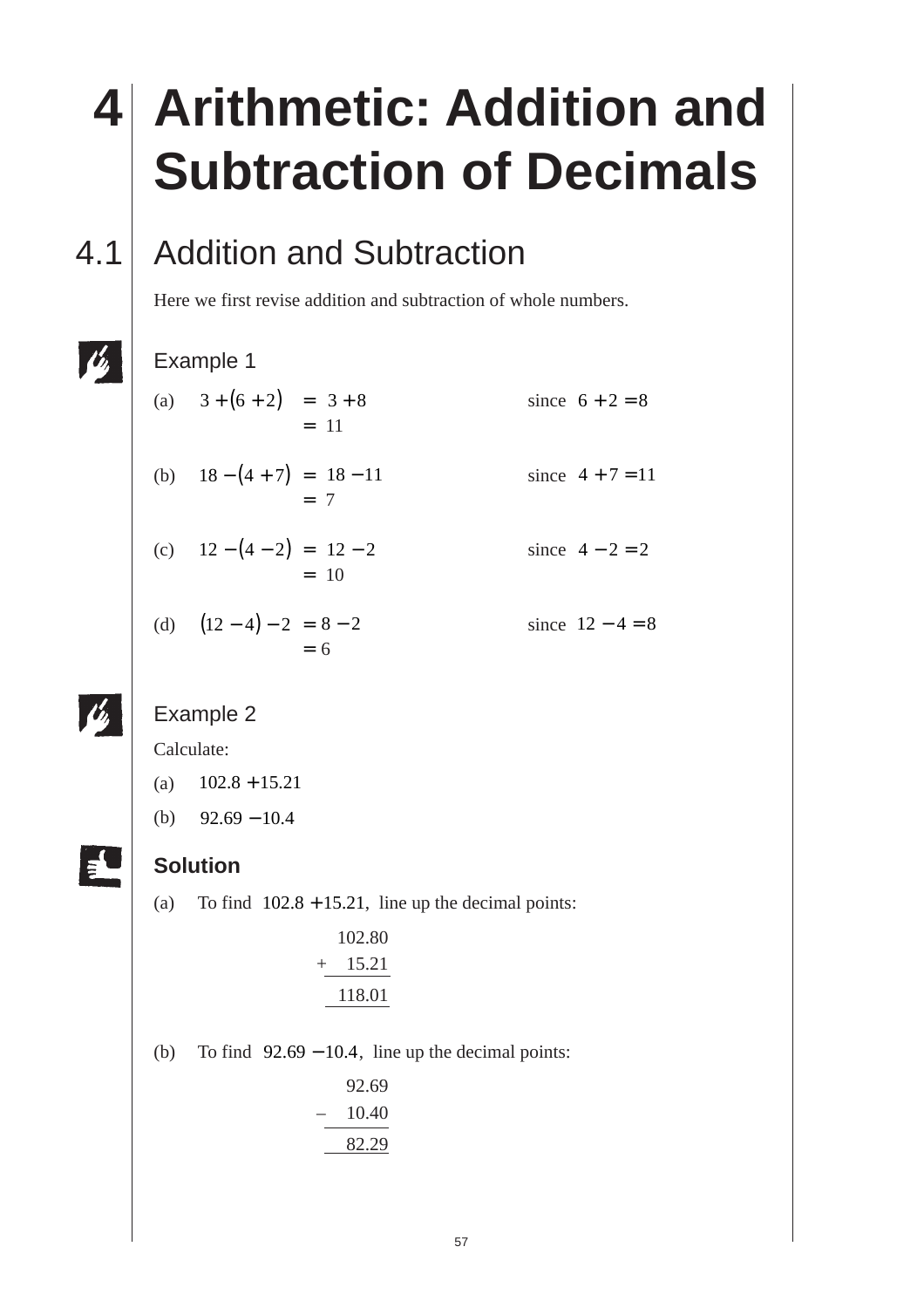# 4 Arithmetic: Addition and Subtraction of Decimals

## 4.1 Addition and Subtraction

Here we first revise addition and subtraction of whole numbers.

### Example 1

(a) $3 + (6 + 2) = 3 + 8$ since $6 + 2 = 8$

$= 11$

(b) $18 - (4 + 7) = 18 - 11$ since $4 + 7 = 11$

$= 7$

(c) $12 - (4 - 2) = 12 - 2$ since $4 - 2 = 2$

$= 10$

(d) $(12 - 4) - 2 = 8 - 2$ since $12 - 4 = 8$

$= 6$

### Example 2

Calculate:

(a) $102.8 + 15.21$

(b) $92.69 - 10.4$

### Solution

(a) To find $102.8 + 15.21$, line up the decimal points:

$$\begin{array}{r} 102.80 \\ +\ \ 15.21 \\ \hline 118.01 \\ \hline \end{array}$$

(b) To find $92.69 - 10.4$, line up the decimal points:

$$\begin{array}{r} 92.69 \\ -\ \ 10.40 \\ \hline 82.29 \\ \hline \end{array}$$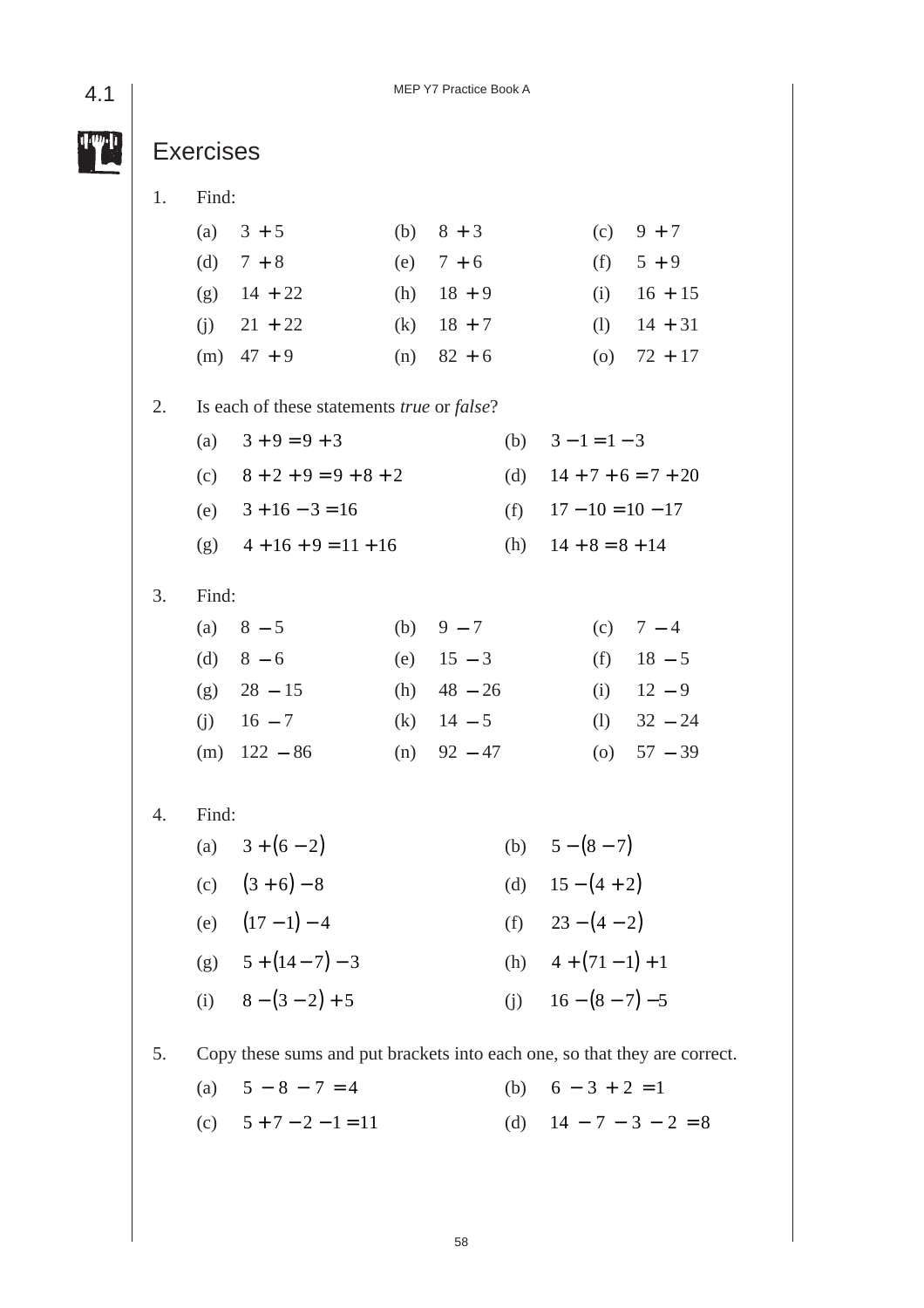## Exercises

1. Find:

   (a) $3 + 5$ (b) $8 + 3$ (c) $9 + 7$

   (d) $7 + 8$ (e) $7 + 6$ (f) $5 + 9$

   (g) $14 + 22$ (h) $18 + 9$ (i) $16 + 15$

   (j) $21 + 22$ (k) $18 + 7$ (l) $14 + 31$

   (m) $47 + 9$ (n) $82 + 6$ (o) $72 + 17$

2. Is each of these statements *true* or *false*?

   (a) $3 + 9 = 9 + 3$ (b) $3 - 1 = 1 - 3$

   (c) $8 + 2 + 9 = 9 + 8 + 2$ (d) $14 + 7 + 6 = 7 + 20$

   (e) $3 + 16 - 3 = 16$ (f) $17 - 10 = 10 - 17$

   (g) $4 + 16 + 9 = 11 + 16$ (h) $14 + 8 = 8 + 14$

3. Find:

   (a) $8 - 5$ (b) $9 - 7$ (c) $7 - 4$

   (d) $8 - 6$ (e) $15 - 3$ (f) $18 - 5$

   (g) $28 - 15$ (h) $48 - 26$ (i) $12 - 9$

   (j) $16 - 7$ (k) $14 - 5$ (l) $32 - 24$

   (m) $122 - 86$ (n) $92 - 47$ (o) $57 - 39$

4. Find:

   (a) $3 + (6 - 2)$ (b) $5 - (8 - 7)$

   (c) $(3 + 6) - 8$ (d) $15 - (4 + 2)$

   (e) $(17 - 1) - 4$ (f) $23 - (4 - 2)$

   (g) $5 + (14 - 7) - 3$ (h) $4 + (71 - 1) + 1$

   (i) $8 - (3 - 2) + 5$ (j) $16 - (8 - 7) - 5$

5. Copy these sums and put brackets into each one, so that they are correct.

   (a) $5 - 8 - 7 = 4$ (b) $6 - 3 + 2 = 1$

   (c) $5 + 7 - 2 - 1 = 11$ (d) $14 - 7 - 3 - 2 = 8$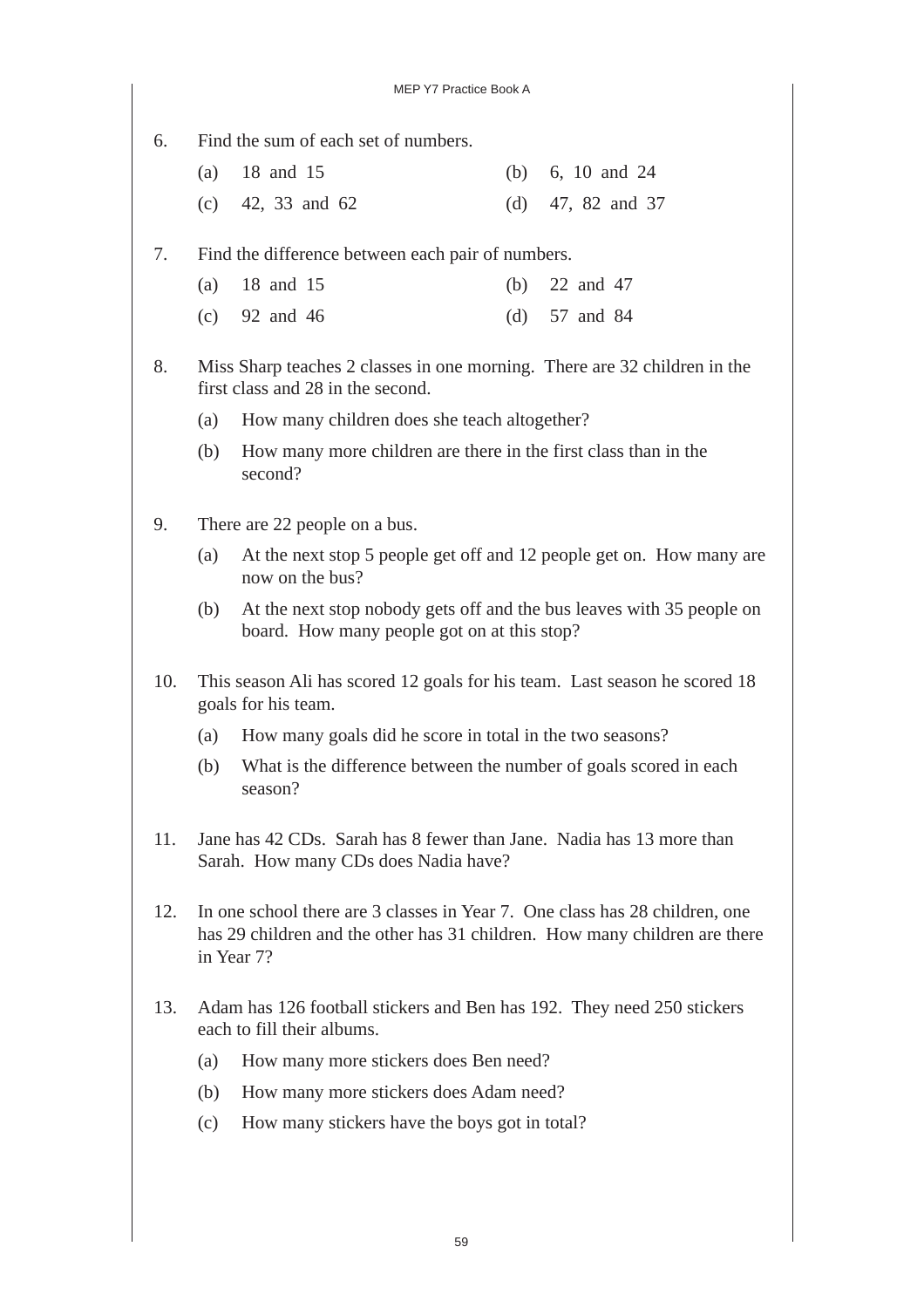6. Find the sum of each set of numbers.

   (a) 18 and 15 (b) 6, 10 and 24

   (c) 42, 33 and 62 (d) 47, 82 and 37

7. Find the difference between each pair of numbers.

   (a) 18 and 15 (b) 22 and 47

   (c) 92 and 46 (d) 57 and 84

8. Miss Sharp teaches 2 classes in one morning. There are 32 children in the first class and 28 in the second.

   (a) How many children does she teach altogether?

   (b) How many more children are there in the first class than in the second?

9. There are 22 people on a bus.

   (a) At the next stop 5 people get off and 12 people get on. How many are now on the bus?

   (b) At the next stop nobody gets off and the bus leaves with 35 people on board. How many people got on at this stop?

10. This season Ali has scored 12 goals for his team. Last season he scored 18 goals for his team.

    (a) How many goals did he score in total in the two seasons?

    (b) What is the difference between the number of goals scored in each season?

11. Jane has 42 CDs. Sarah has 8 fewer than Jane. Nadia has 13 more than Sarah. How many CDs does Nadia have?

12. In one school there are 3 classes in Year 7. One class has 28 children, one has 29 children and the other has 31 children. How many children are there in Year 7?

13. Adam has 126 football stickers and Ben has 192. They need 250 stickers each to fill their albums.

    (a) How many more stickers does Ben need?

    (b) How many more stickers does Adam need?

    (c) How many stickers have the boys got in total?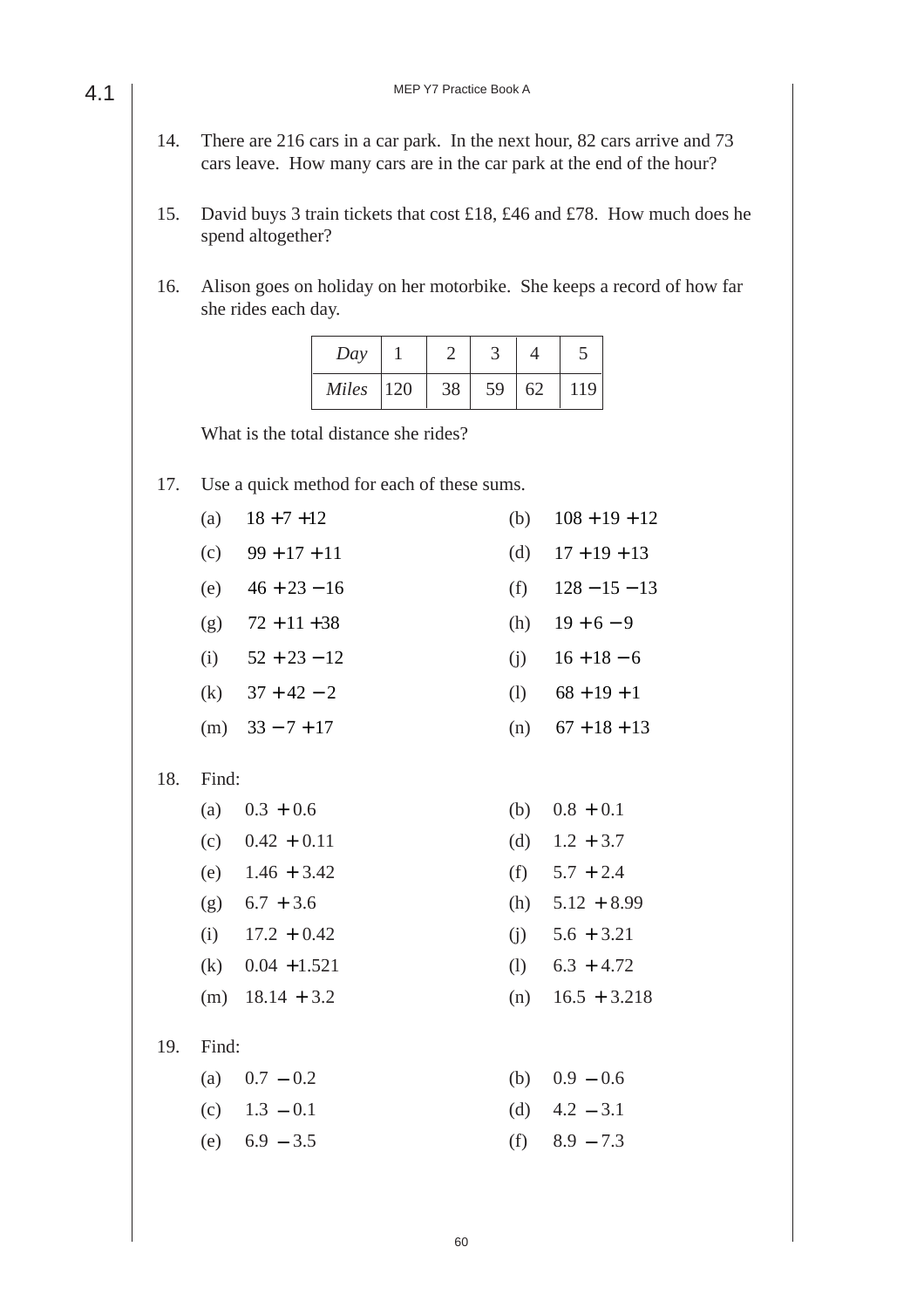14. There are 216 cars in a car park. In the next hour, 82 cars arrive and 73 cars leave. How many cars are in the car park at the end of the hour?

15. David buys 3 train tickets that cost £18, £46 and £78. How much does he spend altogether?

16. Alison goes on holiday on her motorbike. She keeps a record of how far she rides each day.

| *Day* | 1 | 2 | 3 | 4 | 5 |
|---|---|---|---|---|---|
| *Miles* | 120 | 38 | 59 | 62 | 119 |

What is the total distance she rides?

17. Use a quick method for each of these sums.

(a) $18 + 7 + 12$ (b) $108 + 19 + 12$

(c) $99 + 17 + 11$ (d) $17 + 19 + 13$

(e) $46 + 23 - 16$ (f) $128 - 15 - 13$

(g) $72 + 11 + 38$ (h) $19 + 6 - 9$

(i) $52 + 23 - 12$ (j) $16 + 18 - 6$

(k) $37 + 42 - 2$ (l) $68 + 19 + 1$

(m) $33 - 7 + 17$ (n) $67 + 18 + 13$

18. Find:

(a) $0.3 + 0.6$ (b) $0.8 + 0.1$

(c) $0.42 + 0.11$ (d) $1.2 + 3.7$

(e) $1.46 + 3.42$ (f) $5.7 + 2.4$

(g) $6.7 + 3.6$ (h) $5.12 + 8.99$

(i) $17.2 + 0.42$ (j) $5.6 + 3.21$

(k) $0.04 + 1.521$ (l) $6.3 + 4.72$

(m) $18.14 + 3.2$ (n) $16.5 + 3.218$

19. Find:

(a) $0.7 - 0.2$ (b) $0.9 - 0.6$

(c) $1.3 - 0.1$ (d) $4.2 - 3.1$

(e) $6.9 - 3.5$ (f) $8.9 - 7.3$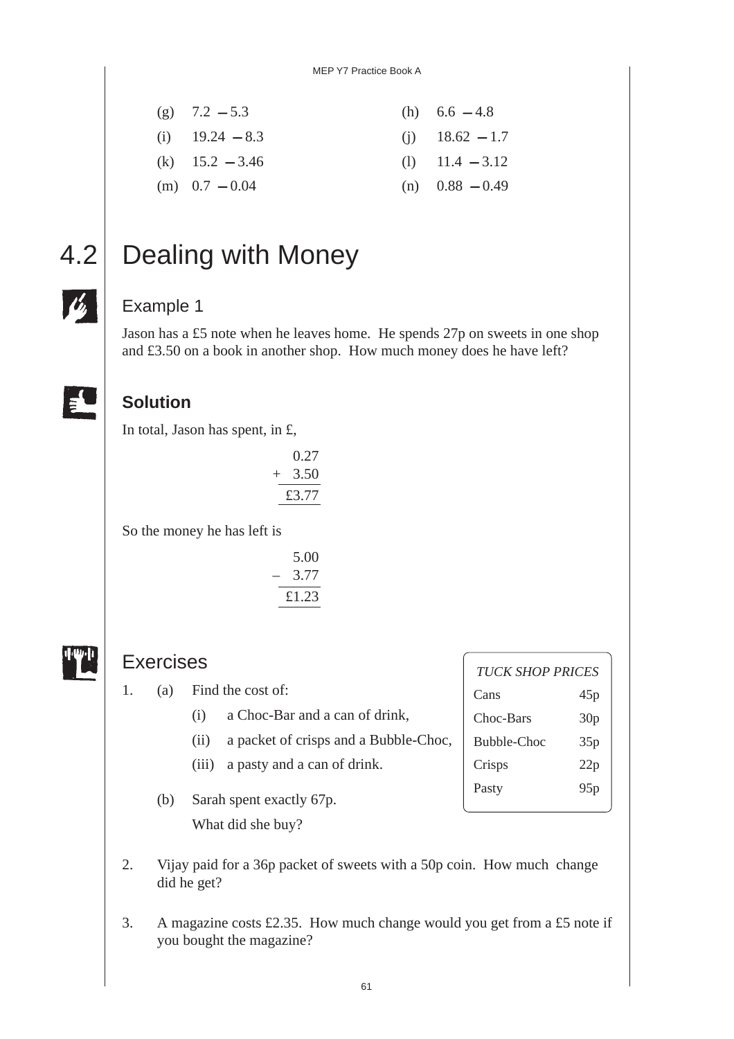(g) $7.2 - 5.3$

(h) $6.6 - 4.8$

(i) $19.24 - 8.3$

(j) $18.62 - 1.7$

(k) $15.2 - 3.46$

(l) $11.4 - 3.12$

(m) $0.7 - 0.04$

(n) $0.88 - 0.49$

# 4.2 Dealing with Money

## Example 1

Jason has a £5 note when he leaves home. He spends 27p on sweets in one shop and £3.50 on a book in another shop. How much money does he have left?

### Solution

In total, Jason has spent, in £,

$$\begin{array}{r} 0.27 \\ +\ 3.50 \\ \hline £3.77 \end{array}$$

So the money he has left is

$$\begin{array}{r} 5.00 \\ -\ 3.77 \\ \hline £1.23 \end{array}$$

## Exercises

| *TUCK SHOP PRICES* | |
|---|---|
| Cans | 45p |
| Choc-Bars | 30p |
| Bubble-Choc | 35p |
| Crisps | 22p |
| Pasty | 95p |

1. (a) Find the cost of:

   (i) a Choc-Bar and a can of drink,

   (ii) a packet of crisps and a Bubble-Choc,

   (iii) a pasty and a can of drink.

   (b) Sarah spent exactly 67p.
   What did she buy?

2. Vijay paid for a 36p packet of sweets with a 50p coin. How much change did he get?

3. A magazine costs £2.35. How much change would you get from a £5 note if you bought the magazine?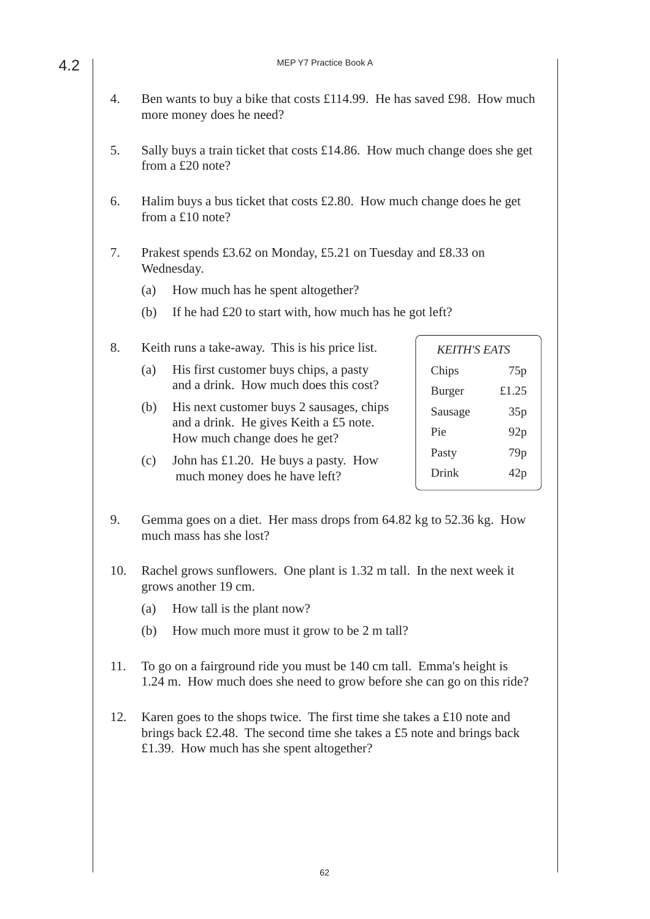4. Ben wants to buy a bike that costs £114.99. He has saved £98. How much more money does he need?

5. Sally buys a train ticket that costs £14.86. How much change does she get from a £20 note?

6. Halim buys a bus ticket that costs £2.80. How much change does he get from a £10 note?

7. Prakest spends £3.62 on Monday, £5.21 on Tuesday and £8.33 on Wednesday.

   (a) How much has he spent altogether?

   (b) If he had £20 to start with, how much has he got left?

8. Keith runs a take-away. This is his price list.

   (a) His first customer buys chips, a pasty and a drink. How much does this cost?

   (b) His next customer buys 2 sausages, chips and a drink. He gives Keith a £5 note. How much change does he get?

   (c) John has £1.20. He buys a pasty. How much money does he have left?

| *KEITH'S EATS* | |
|---|---|
| Chips | 75p |
| Burger | £1.25 |
| Sausage | 35p |
| Pie | 92p |
| Pasty | 79p |
| Drink | 42p |

9. Gemma goes on a diet. Her mass drops from 64.82 kg to 52.36 kg. How much mass has she lost?

10. Rachel grows sunflowers. One plant is 1.32 m tall. In the next week it grows another 19 cm.

    (a) How tall is the plant now?

    (b) How much more must it grow to be 2 m tall?

11. To go on a fairground ride you must be 140 cm tall. Emma's height is 1.24 m. How much does she need to grow before she can go on this ride?

12. Karen goes to the shops twice. The first time she takes a £10 note and brings back £2.48. The second time she takes a £5 note and brings back £1.39. How much has she spent altogether?